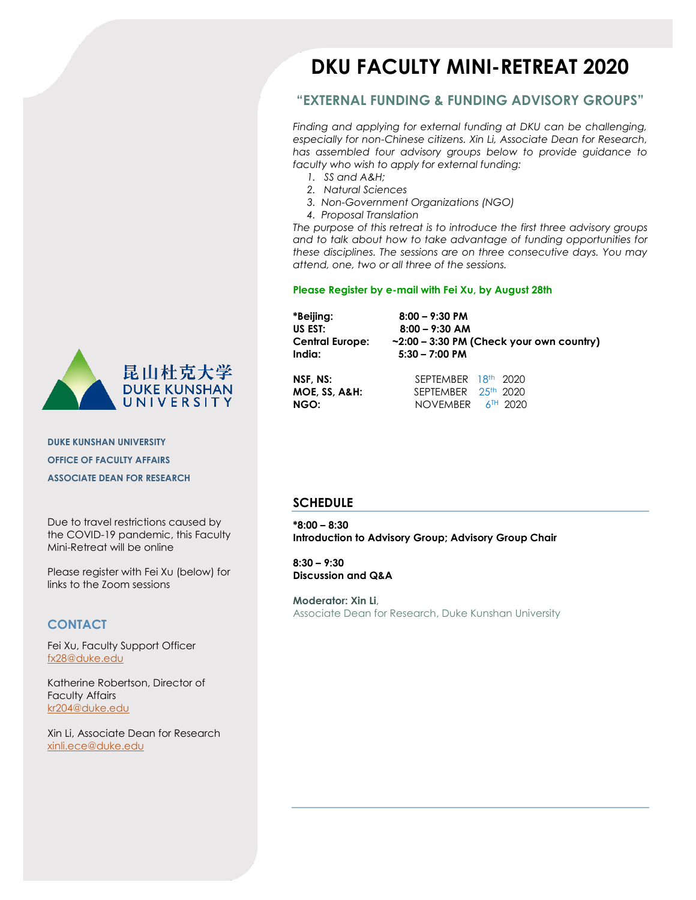# DKU FACULTY MINI-RETREAT 2020

## "EXTERNAL FUNDING & FUNDING ADVISORY GROUPS"

*Finding and applying for external funding at DKU can be challenging, especially for non-Chinese citizens. Xin Li, Associate Dean for Research, has assembled four advisory groups below to provide guidance to faculty who wish to apply for external funding:*

1. *SS and A&H;*
2. *Natural Sciences*
3. *Non-Government Organizations (NGO)*
4. *Proposal Translation*

*The purpose of this retreat is to introduce the first three advisory groups and to talk about how to take advantage of funding opportunities for these disciplines. The sessions are on three consecutive days. You may attend, one, two or all three of the sessions.*

**Please Register by e-mail with Fei Xu, by August 28th**

| | |
|---|---|
| **\*Beijing:** | **8:00 – 9:30 PM** |
| **US EST:** | **8:00 – 9:30 AM** |
| **Central Europe:** | **~2:00 – 3:30 PM (Check your own country)** |
| **India:** | **5:30 – 7:00 PM** |

| | |
|---|---|
| **NSF, NS:** | SEPTEMBER 18th 2020 |
| **MOE, SS, A&H:** | SEPTEMBER 25th 2020 |
| **NGO:** | NOVEMBER 6TH 2020 |

## SCHEDULE

**\*8:00 – 8:30**
**Introduction to Advisory Group; Advisory Group Chair**

**8:30 – 9:30**
**Discussion and Q&A**

**Moderator: Xin Li**,
Associate Dean for Research, Duke Kunshan University

昆山杜克大学
DUKE KUNSHAN UNIVERSITY

**DUKE KUNSHAN UNIVERSITY**

**OFFICE OF FACULTY AFFAIRS**

**ASSOCIATE DEAN FOR RESEARCH**

Due to travel restrictions caused by the COVID-19 pandemic, this Faculty Mini-Retreat will be online

Please register with Fei Xu (below) for links to the Zoom sessions

## CONTACT

Fei Xu, Faculty Support Officer
fx28@duke.edu

Katherine Robertson, Director of Faculty Affairs
kr204@duke.edu

Xin Li, Associate Dean for Research
xinli.ece@duke.edu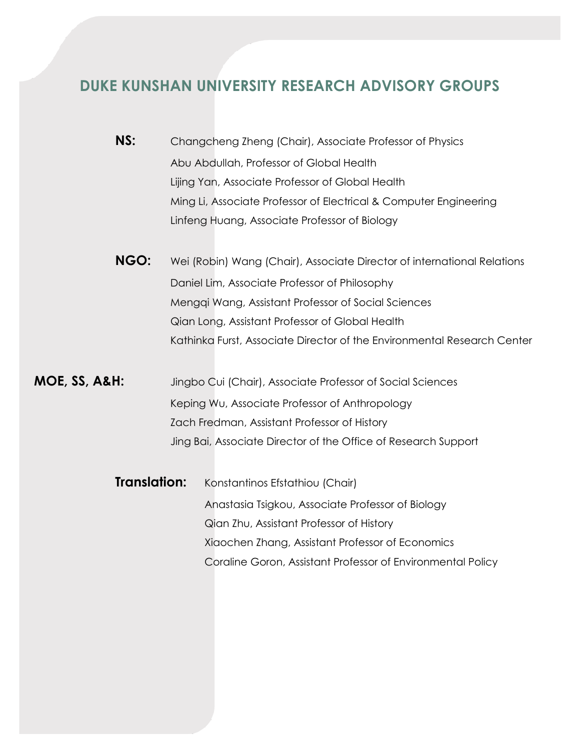# DUKE KUNSHAN UNIVERSITY RESEARCH ADVISORY GROUPS

**NS:**

Changcheng Zheng (Chair), Associate Professor of Physics
Abu Abdullah, Professor of Global Health
Lijing Yan, Associate Professor of Global Health
Ming Li, Associate Professor of Electrical & Computer Engineering
Linfeng Huang, Associate Professor of Biology

**NGO:**

Wei (Robin) Wang (Chair), Associate Director of international Relations
Daniel Lim, Associate Professor of Philosophy
Mengqi Wang, Assistant Professor of Social Sciences
Qian Long, Assistant Professor of Global Health
Kathinka Furst, Associate Director of the Environmental Research Center

**MOE, SS, A&H:**

Jingbo Cui (Chair), Associate Professor of Social Sciences
Keping Wu, Associate Professor of Anthropology
Zach Fredman, Assistant Professor of History
Jing Bai, Associate Director of the Office of Research Support

**Translation:**

Konstantinos Efstathiou (Chair)
Anastasia Tsigkou, Associate Professor of Biology
Qian Zhu, Assistant Professor of History
Xiaochen Zhang, Assistant Professor of Economics
Coraline Goron, Assistant Professor of Environmental Policy